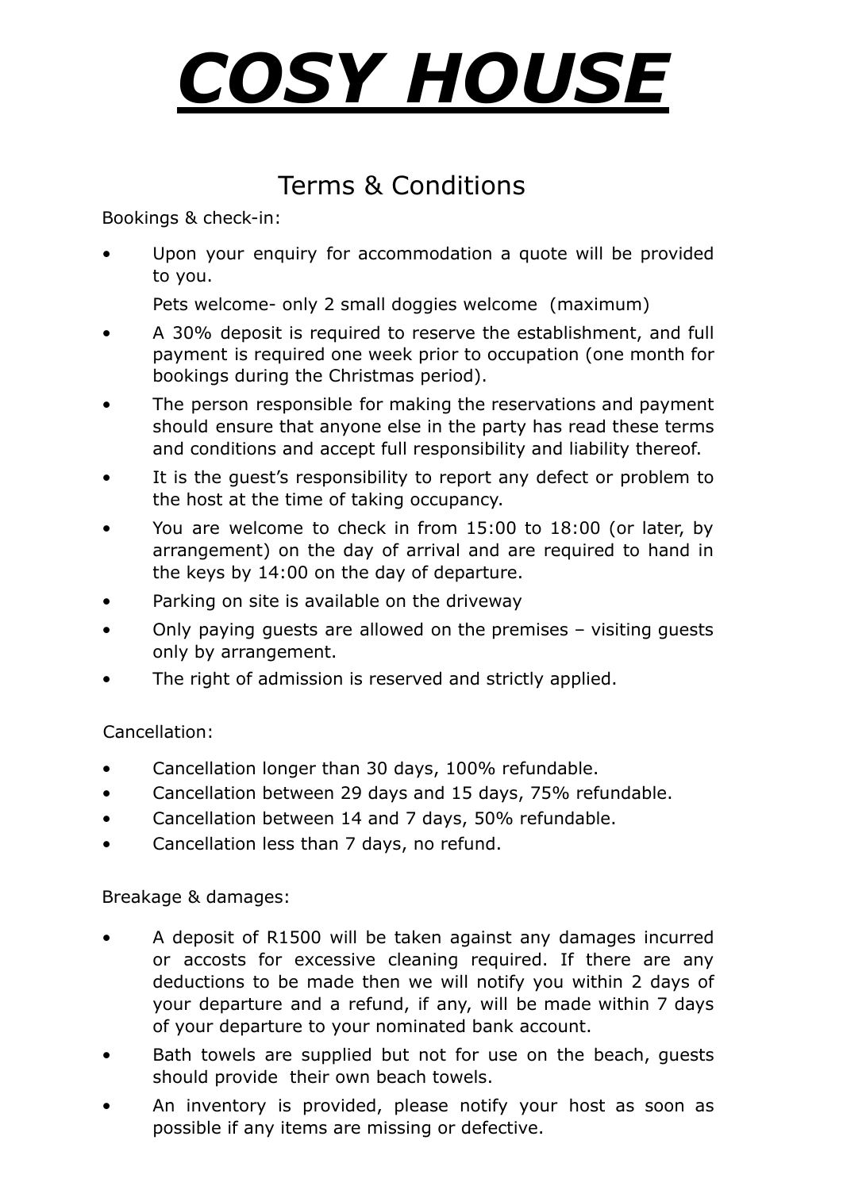# ***COSY HOUSE***

## Terms & Conditions

Bookings & check-in:

- Upon your enquiry for accommodation a quote will be provided to you.

  Pets welcome- only 2 small doggies welcome (maximum)
- A 30% deposit is required to reserve the establishment, and full payment is required one week prior to occupation (one month for bookings during the Christmas period).
- The person responsible for making the reservations and payment should ensure that anyone else in the party has read these terms and conditions and accept full responsibility and liability thereof.
- It is the guest's responsibility to report any defect or problem to the host at the time of taking occupancy.
- You are welcome to check in from 15:00 to 18:00 (or later, by arrangement) on the day of arrival and are required to hand in the keys by 14:00 on the day of departure.
- Parking on site is available on the driveway
- Only paying guests are allowed on the premises – visiting guests only by arrangement.
- The right of admission is reserved and strictly applied.

Cancellation:

- Cancellation longer than 30 days, 100% refundable.
- Cancellation between 29 days and 15 days, 75% refundable.
- Cancellation between 14 and 7 days, 50% refundable.
- Cancellation less than 7 days, no refund.

Breakage & damages:

- A deposit of R1500 will be taken against any damages incurred or accosts for excessive cleaning required. If there are any deductions to be made then we will notify you within 2 days of your departure and a refund, if any, will be made within 7 days of your departure to your nominated bank account.
- Bath towels are supplied but not for use on the beach, guests should provide their own beach towels.
- An inventory is provided, please notify your host as soon as possible if any items are missing or defective.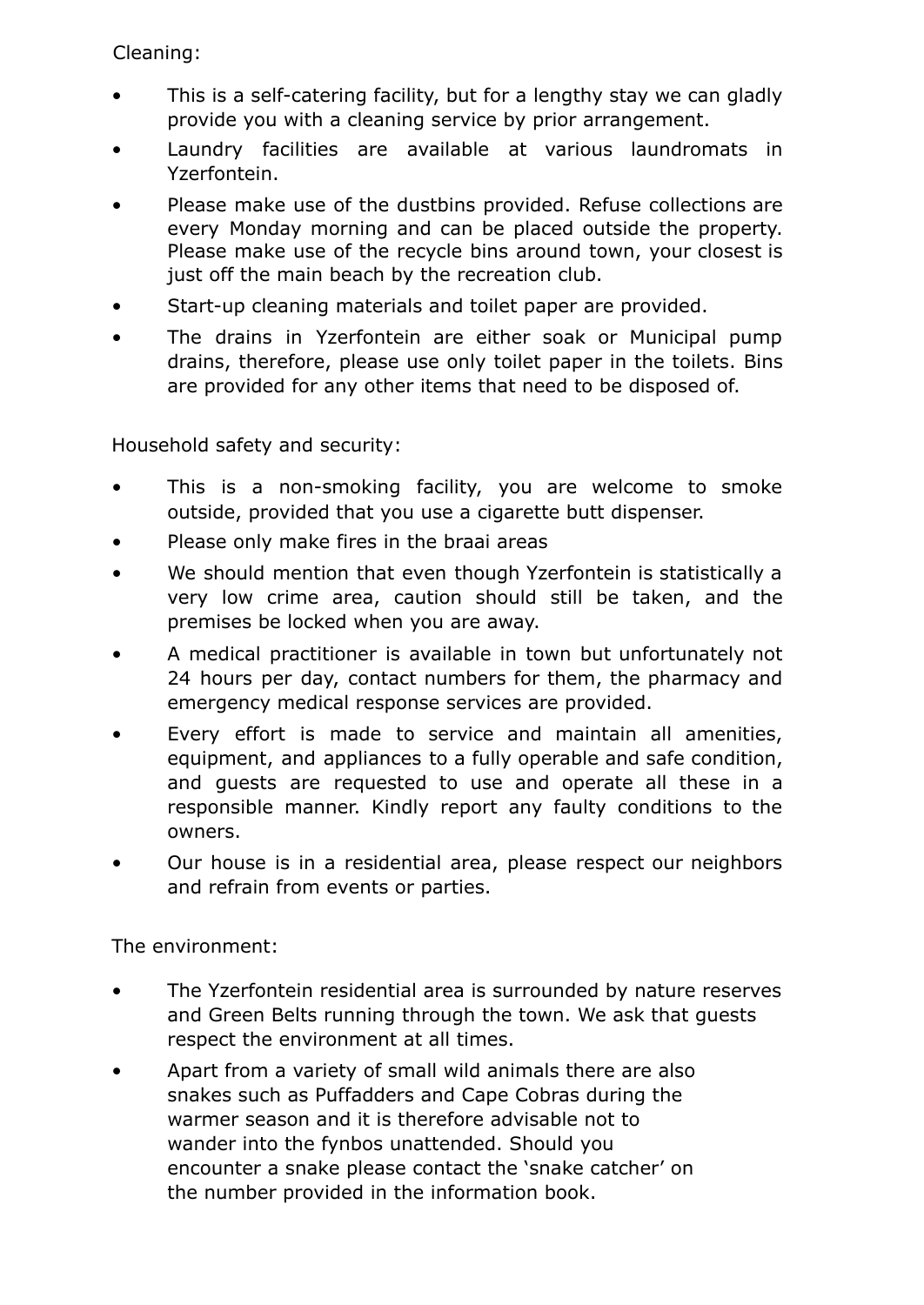Cleaning:

- This is a self-catering facility, but for a lengthy stay we can gladly provide you with a cleaning service by prior arrangement.
- Laundry facilities are available at various laundromats in Yzerfontein.
- Please make use of the dustbins provided. Refuse collections are every Monday morning and can be placed outside the property. Please make use of the recycle bins around town, your closest is just off the main beach by the recreation club.
- Start-up cleaning materials and toilet paper are provided.
- The drains in Yzerfontein are either soak or Municipal pump drains, therefore, please use only toilet paper in the toilets. Bins are provided for any other items that need to be disposed of.

Household safety and security:

- This is a non-smoking facility, you are welcome to smoke outside, provided that you use a cigarette butt dispenser.
- Please only make fires in the braai areas
- We should mention that even though Yzerfontein is statistically a very low crime area, caution should still be taken, and the premises be locked when you are away.
- A medical practitioner is available in town but unfortunately not 24 hours per day, contact numbers for them, the pharmacy and emergency medical response services are provided.
- Every effort is made to service and maintain all amenities, equipment, and appliances to a fully operable and safe condition, and guests are requested to use and operate all these in a responsible manner. Kindly report any faulty conditions to the owners.
- Our house is in a residential area, please respect our neighbors and refrain from events or parties.

The environment:

- The Yzerfontein residential area is surrounded by nature reserves and Green Belts running through the town. We ask that guests respect the environment at all times.
- Apart from a variety of small wild animals there are also snakes such as Puffadders and Cape Cobras during the warmer season and it is therefore advisable not to wander into the fynbos unattended. Should you encounter a snake please contact the 'snake catcher' on the number provided in the information book.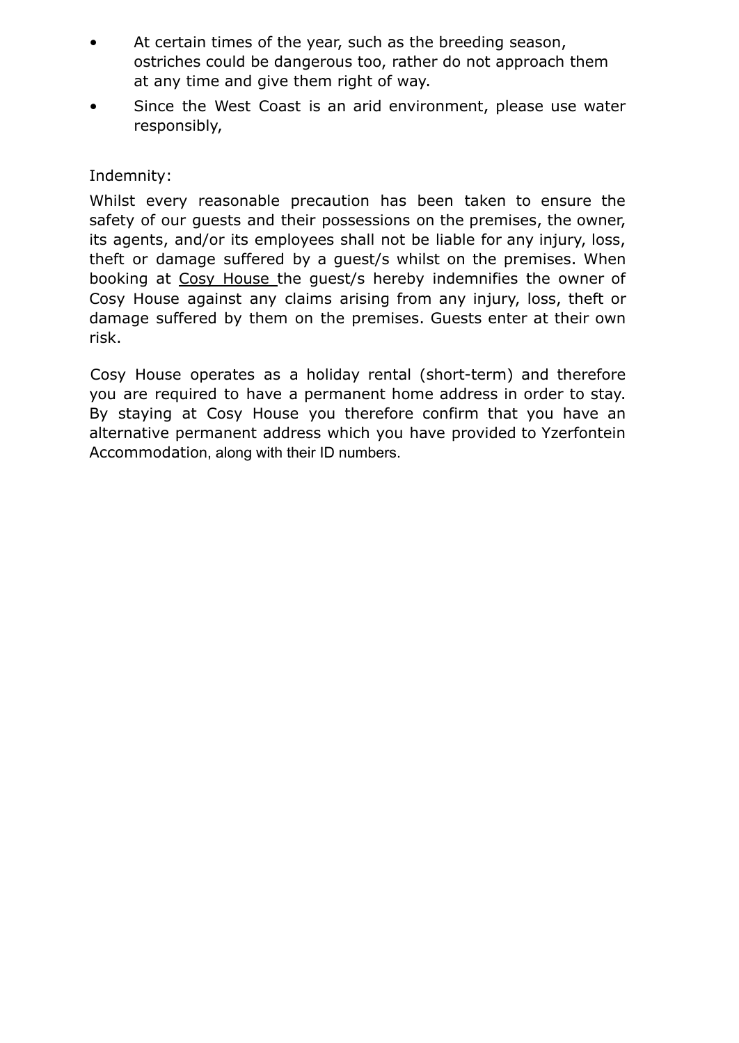- At certain times of the year, such as the breeding season, ostriches could be dangerous too, rather do not approach them at any time and give them right of way.
- Since the West Coast is an arid environment, please use water responsibly,

Indemnity:

Whilst every reasonable precaution has been taken to ensure the safety of our guests and their possessions on the premises, the owner, its agents, and/or its employees shall not be liable for any injury, loss, theft or damage suffered by a guest/s whilst on the premises. When booking at Cosy House the guest/s hereby indemnifies the owner of Cosy House against any claims arising from any injury, loss, theft or damage suffered by them on the premises. Guests enter at their own risk.

Cosy House operates as a holiday rental (short-term) and therefore you are required to have a permanent home address in order to stay. By staying at Cosy House you therefore confirm that you have an alternative permanent address which you have provided to Yzerfontein Accommodation, along with their ID numbers.